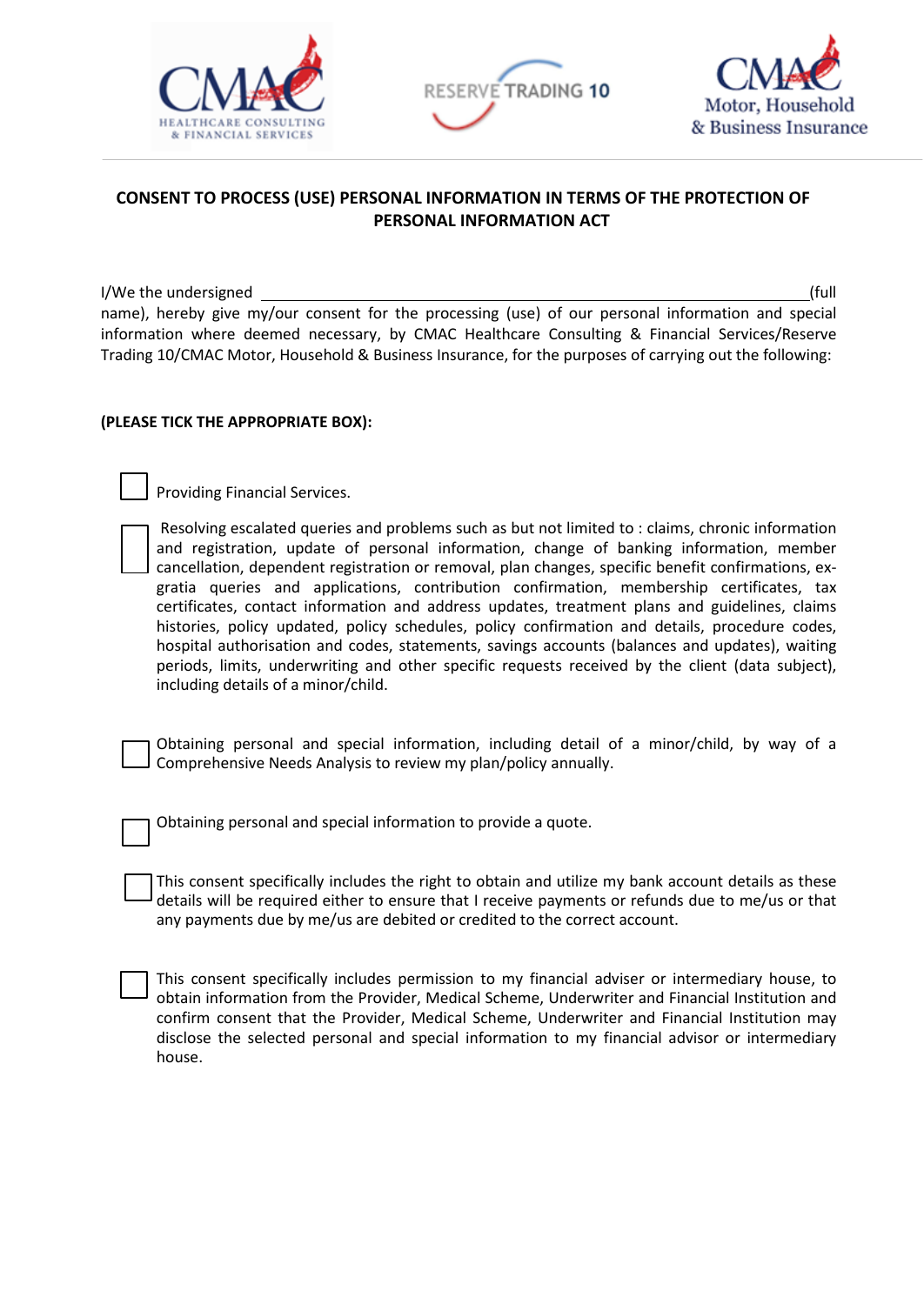CMAC HEALTHCARE CONSULTING & FINANCIAL SERVICES | RESERVE TRADING 10 | CMAC Motor, Household & Business Insurance

## CONSENT TO PROCESS (USE) PERSONAL INFORMATION IN TERMS OF THE PROTECTION OF PERSONAL INFORMATION ACT

I/We the undersigned \_\_\_\_\_\_\_\_\_\_\_\_\_\_\_\_\_\_\_\_\_\_\_\_\_\_\_\_\_\_\_\_\_\_\_\_\_\_\_\_\_\_\_\_\_\_\_\_\_\_\_\_\_\_\_\_(full name), hereby give my/our consent for the processing (use) of our personal information and special information where deemed necessary, by CMAC Healthcare Consulting & Financial Services/Reserve Trading 10/CMAC Motor, Household & Business Insurance, for the purposes of carrying out the following:

**(PLEASE TICK THE APPROPRIATE BOX):**

- ☐ Providing Financial Services.

- ☐ Resolving escalated queries and problems such as but not limited to : claims, chronic information and registration, update of personal information, change of banking information, member cancellation, dependent registration or removal, plan changes, specific benefit confirmations, ex-gratia queries and applications, contribution confirmation, membership certificates, tax certificates, contact information and address updates, treatment plans and guidelines, claims histories, policy updated, policy schedules, policy confirmation and details, procedure codes, hospital authorisation and codes, statements, savings accounts (balances and updates), waiting periods, limits, underwriting and other specific requests received by the client (data subject), including details of a minor/child.

- ☐ Obtaining personal and special information, including detail of a minor/child, by way of a Comprehensive Needs Analysis to review my plan/policy annually.

- ☐ Obtaining personal and special information to provide a quote.

- ☐ This consent specifically includes the right to obtain and utilize my bank account details as these details will be required either to ensure that I receive payments or refunds due to me/us or that any payments due by me/us are debited or credited to the correct account.

- ☐ This consent specifically includes permission to my financial adviser or intermediary house, to obtain information from the Provider, Medical Scheme, Underwriter and Financial Institution and confirm consent that the Provider, Medical Scheme, Underwriter and Financial Institution may disclose the selected personal and special information to my financial advisor or intermediary house.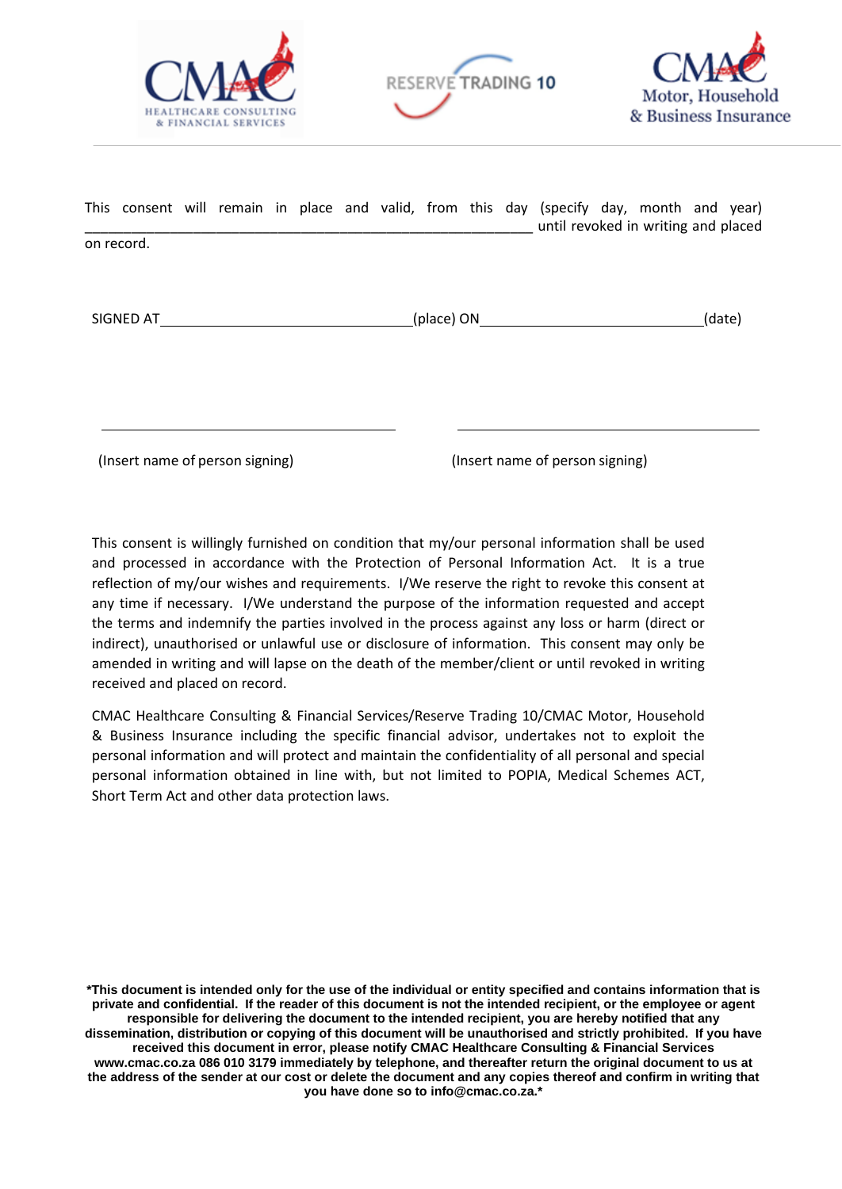This consent will remain in place and valid, from this day (specify day, month and year) ____________________________________________________________ until revoked in writing and placed on record.

SIGNED AT________________________________(place) ON____________________________(date)

_____________________________________ _____________________________________

(Insert name of person signing) (Insert name of person signing)

This consent is willingly furnished on condition that my/our personal information shall be used and processed in accordance with the Protection of Personal Information Act. It is a true reflection of my/our wishes and requirements. I/We reserve the right to revoke this consent at any time if necessary. I/We understand the purpose of the information requested and accept the terms and indemnify the parties involved in the process against any loss or harm (direct or indirect), unauthorised or unlawful use or disclosure of information. This consent may only be amended in writing and will lapse on the death of the member/client or until revoked in writing received and placed on record.

CMAC Healthcare Consulting & Financial Services/Reserve Trading 10/CMAC Motor, Household & Business Insurance including the specific financial advisor, undertakes not to exploit the personal information and will protect and maintain the confidentiality of all personal and special personal information obtained in line with, but not limited to POPIA, Medical Schemes ACT, Short Term Act and other data protection laws.

**\*This document is intended only for the use of the individual or entity specified and contains information that is private and confidential. If the reader of this document is not the intended recipient, or the employee or agent responsible for delivering the document to the intended recipient, you are hereby notified that any dissemination, distribution or copying of this document will be unauthorised and strictly prohibited. If you have received this document in error, please notify CMAC Healthcare Consulting & Financial Services www.cmac.co.za 086 010 3179 immediately by telephone, and thereafter return the original document to us at the address of the sender at our cost or delete the document and any copies thereof and confirm in writing that you have done so to info@cmac.co.za.\***